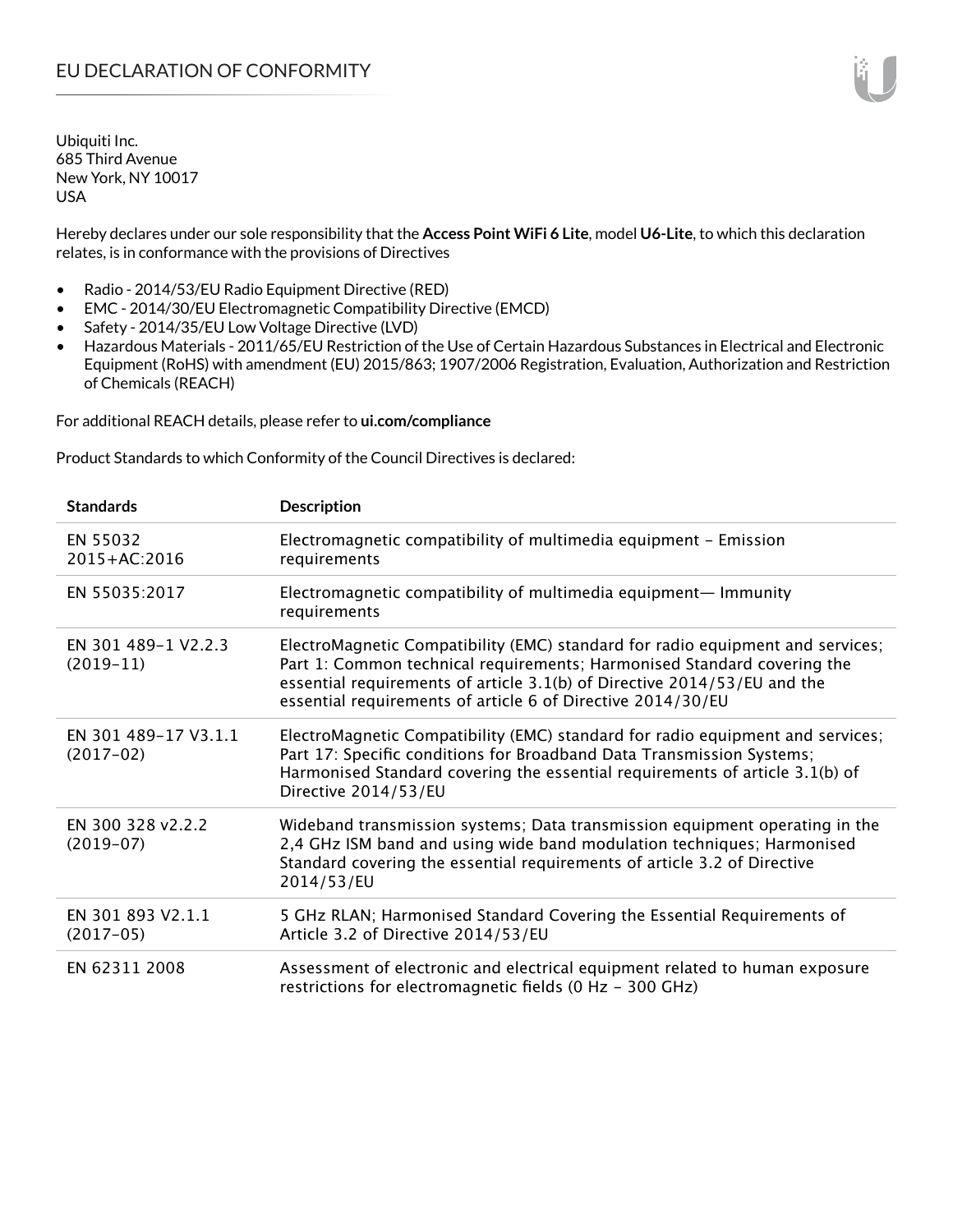# EU DECLARATION OF CONFORMITY

Ubiquiti Inc.
685 Third Avenue
New York, NY 10017
USA

Hereby declares under our sole responsibility that the **Access Point WiFi 6 Lite**, model **U6-Lite**, to which this declaration relates, is in conformance with the provisions of Directives

- Radio - 2014/53/EU Radio Equipment Directive (RED)
- EMC - 2014/30/EU Electromagnetic Compatibility Directive (EMCD)
- Safety - 2014/35/EU Low Voltage Directive (LVD)
- Hazardous Materials - 2011/65/EU Restriction of the Use of Certain Hazardous Substances in Electrical and Electronic Equipment (RoHS) with amendment (EU) 2015/863; 1907/2006 Registration, Evaluation, Authorization and Restriction of Chemicals (REACH)

For additional REACH details, please refer to **ui.com/compliance**

Product Standards to which Conformity of the Council Directives is declared:

| Standards | Description |
|---|---|
| EN 55032 2015+AC:2016 | Electromagnetic compatibility of multimedia equipment – Emission requirements |
| EN 55035:2017 | Electromagnetic compatibility of multimedia equipment— Immunity requirements |
| EN 301 489-1 V2.2.3 (2019-11) | ElectroMagnetic Compatibility (EMC) standard for radio equipment and services; Part 1: Common technical requirements; Harmonised Standard covering the essential requirements of article 3.1(b) of Directive 2014/53/EU and the essential requirements of article 6 of Directive 2014/30/EU |
| EN 301 489-17 V3.1.1 (2017-02) | ElectroMagnetic Compatibility (EMC) standard for radio equipment and services; Part 17: Specific conditions for Broadband Data Transmission Systems; Harmonised Standard covering the essential requirements of article 3.1(b) of Directive 2014/53/EU |
| EN 300 328 v2.2.2 (2019-07) | Wideband transmission systems; Data transmission equipment operating in the 2,4 GHz ISM band and using wide band modulation techniques; Harmonised Standard covering the essential requirements of article 3.2 of Directive 2014/53/EU |
| EN 301 893 V2.1.1 (2017-05) | 5 GHz RLAN; Harmonised Standard Covering the Essential Requirements of Article 3.2 of Directive 2014/53/EU |
| EN 62311 2008 | Assessment of electronic and electrical equipment related to human exposure restrictions for electromagnetic fields (0 Hz - 300 GHz) |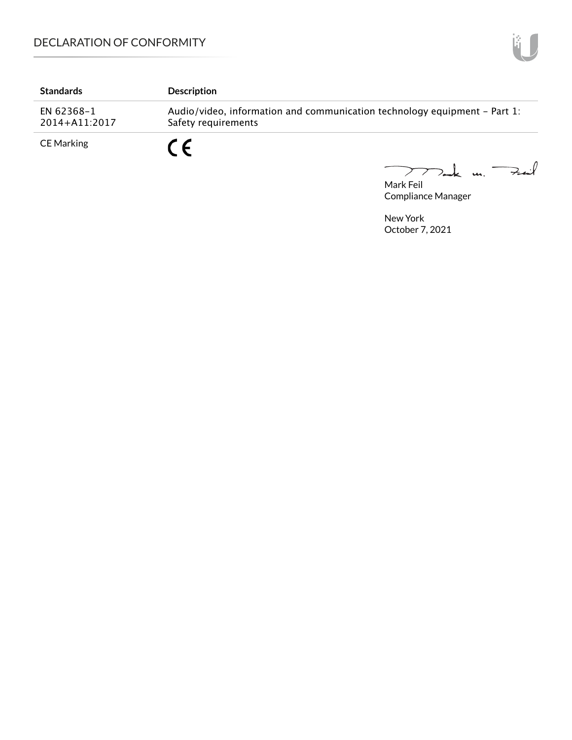| Standards | Description |
| --- | --- |
| EN 62368-1 2014+A11:2017 | Audio/video, information and communication technology equipment - Part 1: Safety requirements |
| CE Marking | CE |

Mark Feil
Compliance Manager

New York
October 7, 2021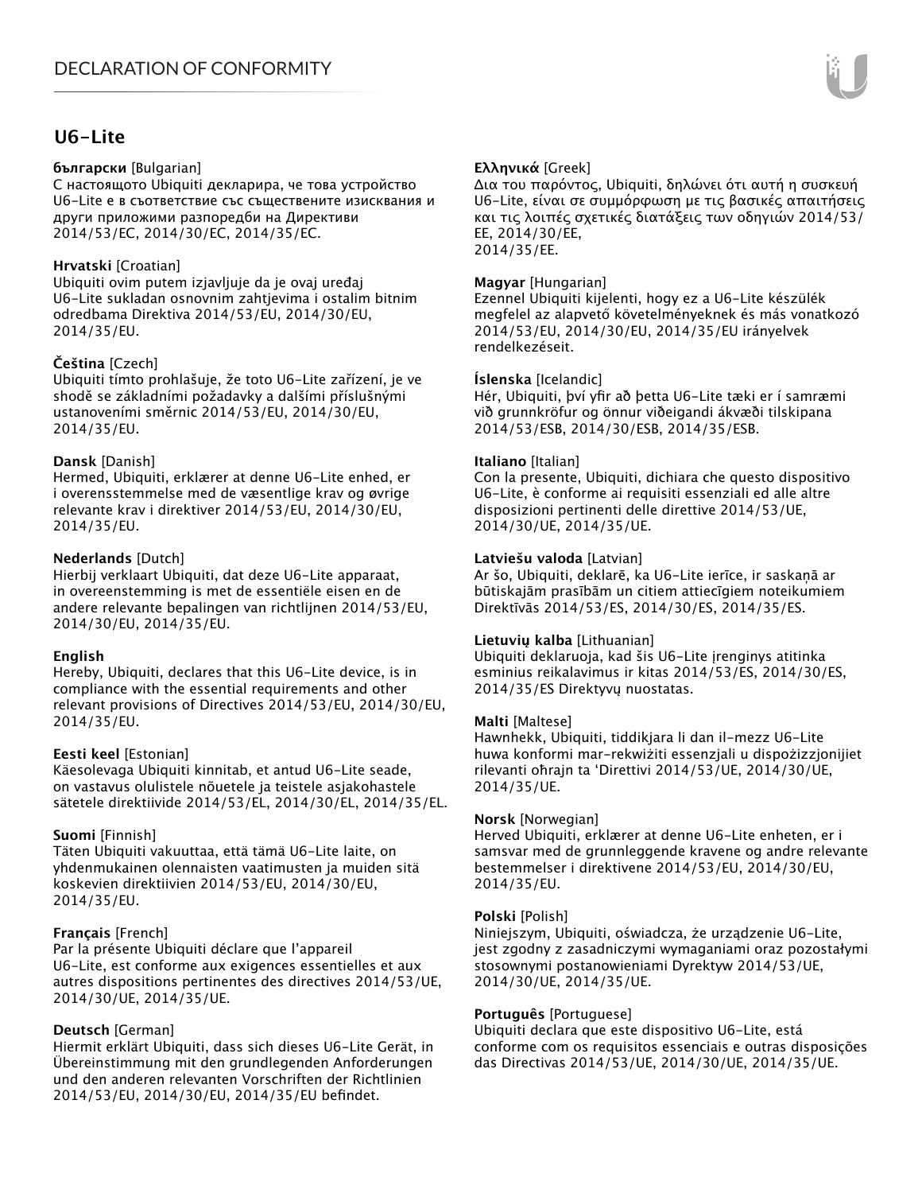## U6-Lite

**български** [Bulgarian]
С настоящото Ubiquiti декларира, че това устройство U6-Lite е в съответствие със съществените изисквания и други приложими разпоредби на Директиви 2014/53/EC, 2014/30/ЕС, 2014/35/ЕС.

**Hrvatski** [Croatian]
Ubiquiti ovim putem izjavljuje da je ovaj uređaj U6-Lite sukladan osnovnim zahtjevima i ostalim bitnim odredbama Direktiva 2014/53/EU, 2014/30/EU, 2014/35/EU.

**Čeština** [Czech]
Ubiquiti tímto prohlašuje, že toto U6-Lite zařízení, je ve shodě se základními požadavky a dalšími příslušnými ustanoveními směrnic 2014/53/EU, 2014/30/EU, 2014/35/EU.

**Dansk** [Danish]
Hermed, Ubiquiti, erklærer at denne U6-Lite enhed, er i overensstemmelse med de væsentlige krav og øvrige relevante krav i direktiver 2014/53/EU, 2014/30/EU, 2014/35/EU.

**Nederlands** [Dutch]
Hierbij verklaart Ubiquiti, dat deze U6-Lite apparaat, in overeenstemming is met de essentiële eisen en de andere relevante bepalingen van richtlijnen 2014/53/EU, 2014/30/EU, 2014/35/EU.

**English**
Hereby, Ubiquiti, declares that this U6-Lite device, is in compliance with the essential requirements and other relevant provisions of Directives 2014/53/EU, 2014/30/EU, 2014/35/EU.

**Eesti keel** [Estonian]
Käesolevaga Ubiquiti kinnitab, et antud U6-Lite seade, on vastavus olulistele nõuetele ja teistele asjakohastele sätetele direktiivide 2014/53/EL, 2014/30/EL, 2014/35/EL.

**Suomi** [Finnish]
Täten Ubiquiti vakuuttaa, että tämä U6-Lite laite, on yhdenmukainen olennaisten vaatimusten ja muiden sitä koskevien direktiivien 2014/53/EU, 2014/30/EU, 2014/35/EU.

**Français** [French]
Par la présente Ubiquiti déclare que l'appareil U6-Lite, est conforme aux exigences essentielles et aux autres dispositions pertinentes des directives 2014/53/UE, 2014/30/UE, 2014/35/UE.

**Deutsch** [German]
Hiermit erklärt Ubiquiti, dass sich dieses U6-Lite Gerät, in Übereinstimmung mit den grundlegenden Anforderungen und den anderen relevanten Vorschriften der Richtlinien 2014/53/EU, 2014/30/EU, 2014/35/EU befindet.

**Ελληνικά** [Greek]
Δια του παρόντος, Ubiquiti, δηλώνει ότι αυτή η συσκευή U6-Lite, είναι σε συμμόρφωση με τις βασικές απαιτήσεις και τις λοιπές σχετικές διατάξεις των οδηγιών 2014/53/EE, 2014/30/EE, 2014/35/EE.

**Magyar** [Hungarian]
Ezennel Ubiquiti kijelenti, hogy ez a U6-Lite készülék megfelel az alapvető követelményeknek és más vonatkozó 2014/53/EU, 2014/30/EU, 2014/35/EU irányelvek rendelkezéseit.

**Íslenska** [Icelandic]
Hér, Ubiquiti, því yfir að þetta U6-Lite tæki er í samræmi við grunnkröfur og önnur viðeigandi ákvæði tilskipana 2014/53/ESB, 2014/30/ESB, 2014/35/ESB.

**Italiano** [Italian]
Con la presente, Ubiquiti, dichiara che questo dispositivo U6-Lite, è conforme ai requisiti essenziali ed alle altre disposizioni pertinenti delle direttive 2014/53/UE, 2014/30/UE, 2014/35/UE.

**Latviešu valoda** [Latvian]
Ar šo, Ubiquiti, deklarē, ka U6-Lite ierīce, ir saskaņā ar būtiskajām prasībām un citiem attiecīgiem noteikumiem Direktīvās 2014/53/ES, 2014/30/ES, 2014/35/ES.

**Lietuvių kalba** [Lithuanian]
Ubiquiti deklaruoja, kad šis U6-Lite įrenginys atitinka esminius reikalavimus ir kitas 2014/53/ES, 2014/30/ES, 2014/35/ES Direktyvų nuostatas.

**Malti** [Maltese]
Hawnhekk, Ubiquiti, tiddikjara li dan il-mezz U6-Lite huwa konformi mar-rekwiżiti essenzjali u dispożizzjonijiet rilevanti oħrajn ta 'Direttivi 2014/53/UE, 2014/30/UE, 2014/35/UE.

**Norsk** [Norwegian]
Herved Ubiquiti, erklærer at denne U6-Lite enheten, er i samsvar med de grunnleggende kravene og andre relevante bestemmelser i direktivene 2014/53/EU, 2014/30/EU, 2014/35/EU.

**Polski** [Polish]
Niniejszym, Ubiquiti, oświadcza, że urządzenie U6-Lite, jest zgodny z zasadniczymi wymaganiami oraz pozostałymi stosownymi postanowieniami Dyrektyw 2014/53/UE, 2014/30/UE, 2014/35/UE.

**Português** [Portuguese]
Ubiquiti declara que este dispositivo U6-Lite, está conforme com os requisitos essenciais e outras disposições das Directivas 2014/53/UE, 2014/30/UE, 2014/35/UE.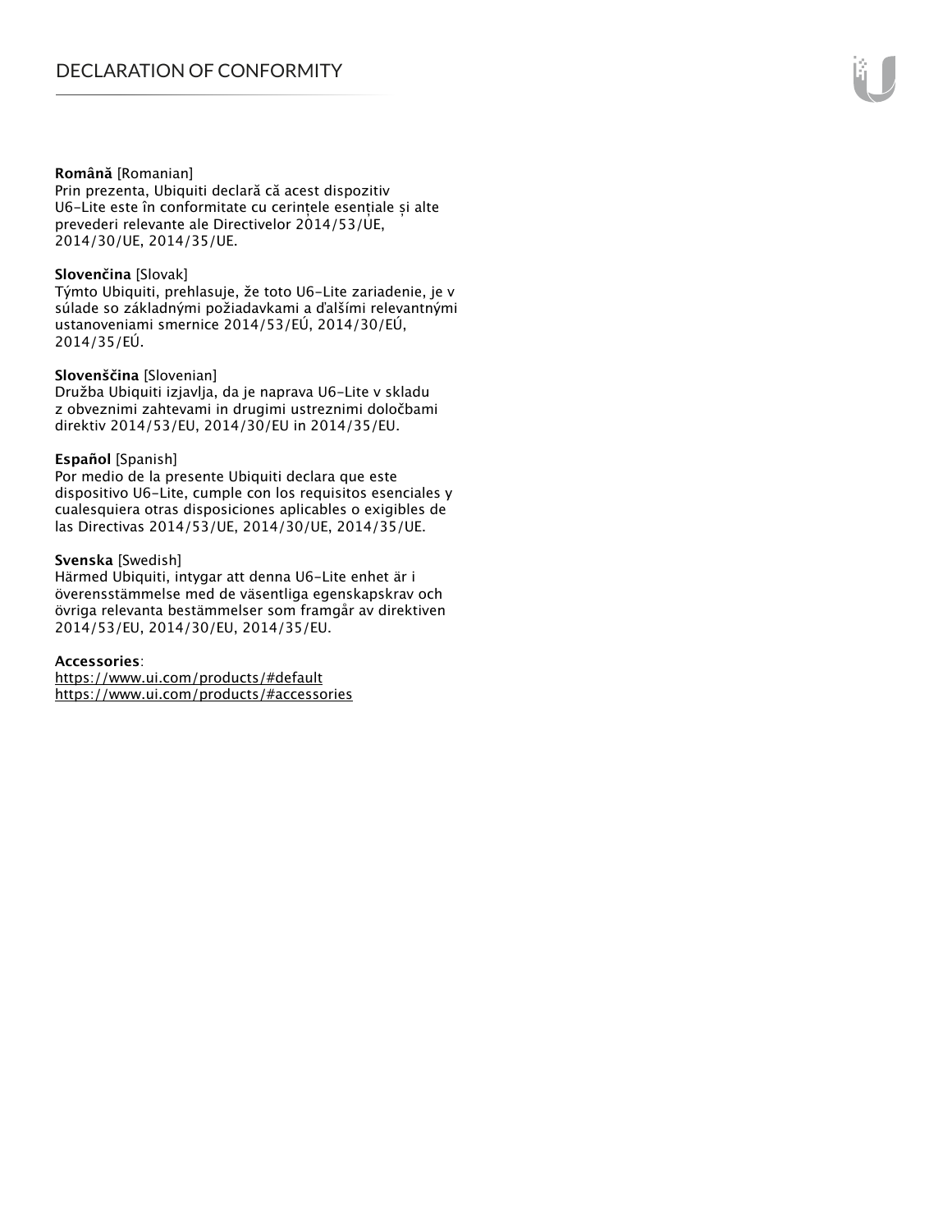**Română** [Romanian]
Prin prezenta, Ubiquiti declară că acest dispozitiv U6-Lite este în conformitate cu cerințele esențiale și alte prevederi relevante ale Directivelor 2014/53/UE, 2014/30/UE, 2014/35/UE.

**Slovenčina** [Slovak]
Týmto Ubiquiti, prehlasuje, že toto U6-Lite zariadenie, je v súlade so základnými požiadavkami a ďalšími relevantnými ustanoveniami smernice 2014/53/EÚ, 2014/30/EÚ, 2014/35/EÚ.

**Slovenščina** [Slovenian]
Družba Ubiquiti izjavlja, da je naprava U6-Lite v skladu z obveznimi zahtevami in drugimi ustreznimi določbami direktiv 2014/53/EU, 2014/30/EU in 2014/35/EU.

**Español** [Spanish]
Por medio de la presente Ubiquiti declara que este dispositivo U6-Lite, cumple con los requisitos esenciales y cualesquiera otras disposiciones aplicables o exigibles de las Directivas 2014/53/UE, 2014/30/UE, 2014/35/UE.

**Svenska** [Swedish]
Härmed Ubiquiti, intygar att denna U6-Lite enhet är i överensstämmelse med de väsentliga egenskapskrav och övriga relevanta bestämmelser som framgår av direktiven 2014/53/EU, 2014/30/EU, 2014/35/EU.

**Accessories**:
https://www.ui.com/products/#default
https://www.ui.com/products/#accessories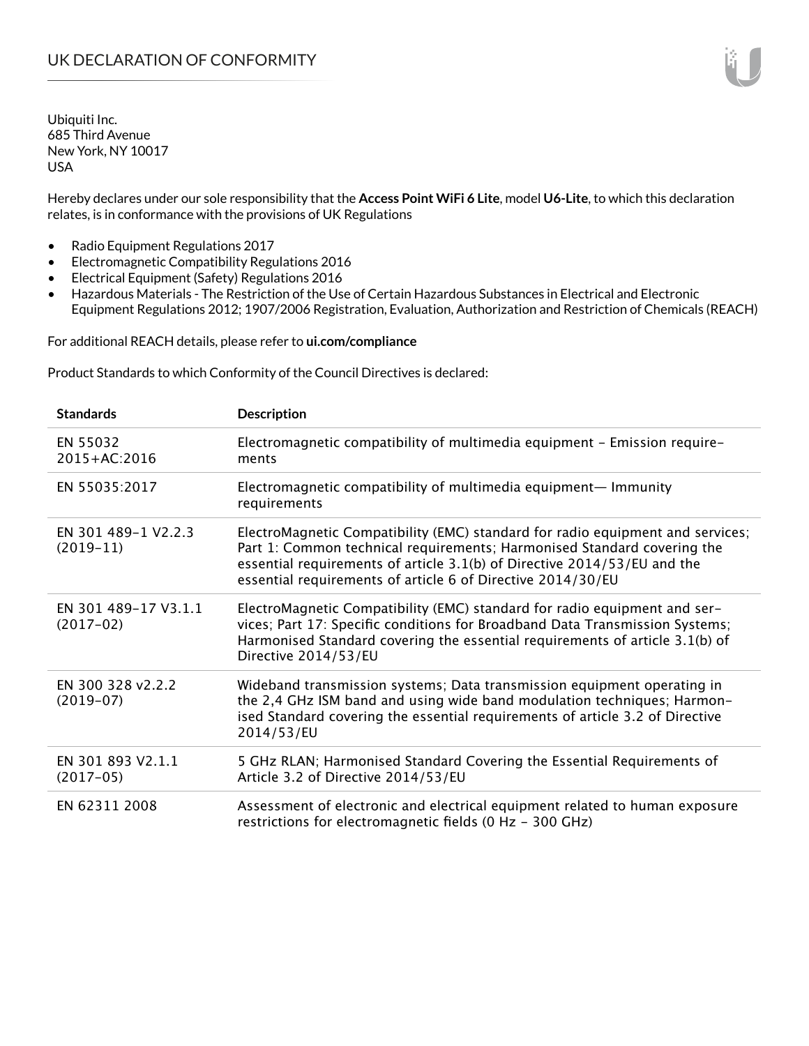# UK DECLARATION OF CONFORMITY

Ubiquiti Inc.
685 Third Avenue
New York, NY 10017
USA

Hereby declares under our sole responsibility that the **Access Point WiFi 6 Lite**, model **U6-Lite**, to which this declaration relates, is in conformance with the provisions of UK Regulations

- Radio Equipment Regulations 2017
- Electromagnetic Compatibility Regulations 2016
- Electrical Equipment (Safety) Regulations 2016
- Hazardous Materials - The Restriction of the Use of Certain Hazardous Substances in Electrical and Electronic Equipment Regulations 2012; 1907/2006 Registration, Evaluation, Authorization and Restriction of Chemicals (REACH)

For additional REACH details, please refer to **ui.com/compliance**

Product Standards to which Conformity of the Council Directives is declared:

| Standards | Description |
|---|---|
| EN 55032 2015+AC:2016 | Electromagnetic compatibility of multimedia equipment – Emission requirements |
| EN 55035:2017 | Electromagnetic compatibility of multimedia equipment— Immunity requirements |
| EN 301 489-1 V2.2.3 (2019-11) | ElectroMagnetic Compatibility (EMC) standard for radio equipment and services; Part 1: Common technical requirements; Harmonised Standard covering the essential requirements of article 3.1(b) of Directive 2014/53/EU and the essential requirements of article 6 of Directive 2014/30/EU |
| EN 301 489-17 V3.1.1 (2017-02) | ElectroMagnetic Compatibility (EMC) standard for radio equipment and services; Part 17: Specific conditions for Broadband Data Transmission Systems; Harmonised Standard covering the essential requirements of article 3.1(b) of Directive 2014/53/EU |
| EN 300 328 v2.2.2 (2019-07) | Wideband transmission systems; Data transmission equipment operating in the 2,4 GHz ISM band and using wide band modulation techniques; Harmonised Standard covering the essential requirements of article 3.2 of Directive 2014/53/EU |
| EN 301 893 V2.1.1 (2017-05) | 5 GHz RLAN; Harmonised Standard Covering the Essential Requirements of Article 3.2 of Directive 2014/53/EU |
| EN 62311 2008 | Assessment of electronic and electrical equipment related to human exposure restrictions for electromagnetic fields (0 Hz - 300 GHz) |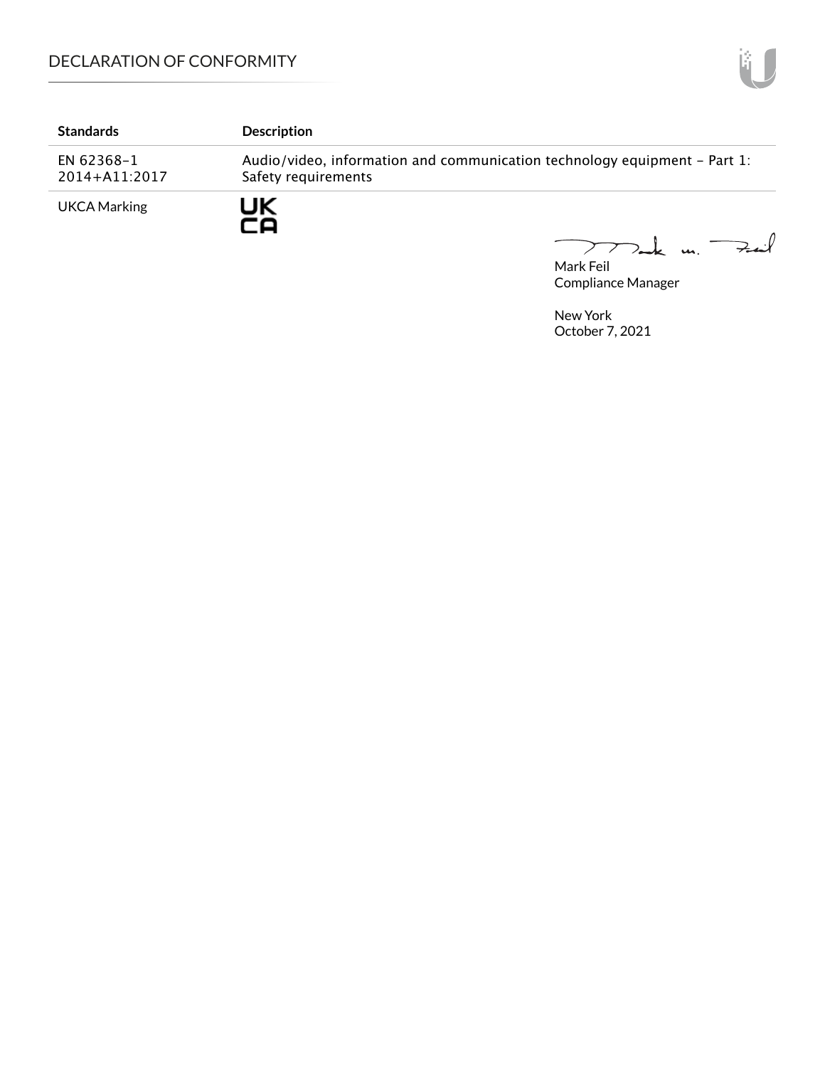| Standards | Description |
| --- | --- |
| EN 62368-1 2014+A11:2017 | Audio/video, information and communication technology equipment - Part 1: Safety requirements |
| UKCA Marking | UK CA |

Mark Feil
Compliance Manager

New York
October 7, 2021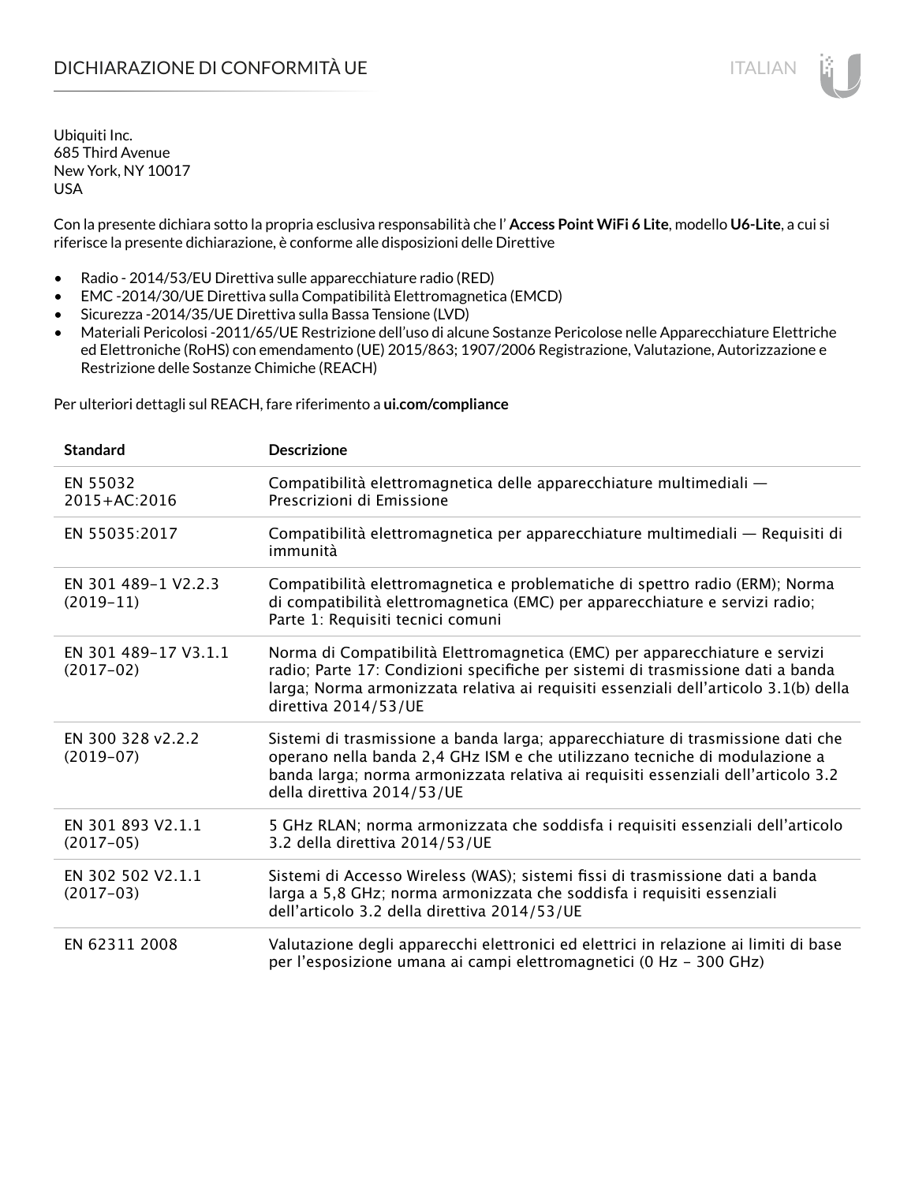# DICHIARAZIONE DI CONFORMITÀ UE

Ubiquiti Inc.
685 Third Avenue
New York, NY 10017
USA

Con la presente dichiara sotto la propria esclusiva responsabilità che l' **Access Point WiFi 6 Lite**, modello **U6-Lite**, a cui si riferisce la presente dichiarazione, è conforme alle disposizioni delle Direttive

- Radio - 2014/53/EU Direttiva sulle apparecchiature radio (RED)
- EMC -2014/30/UE Direttiva sulla Compatibilità Elettromagnetica (EMCD)
- Sicurezza -2014/35/UE Direttiva sulla Bassa Tensione (LVD)
- Materiali Pericolosi -2011/65/UE Restrizione dell'uso di alcune Sostanze Pericolose nelle Apparecchiature Elettriche ed Elettroniche (RoHS) con emendamento (UE) 2015/863; 1907/2006 Registrazione, Valutazione, Autorizzazione e Restrizione delle Sostanze Chimiche (REACH)

Per ulteriori dettagli sul REACH, fare riferimento a **ui.com/compliance**

| Standard | Descrizione |
|---|---|
| EN 55032 2015+AC:2016 | Compatibilità elettromagnetica delle apparecchiature multimediali — Prescrizioni di Emissione |
| EN 55035:2017 | Compatibilità elettromagnetica per apparecchiature multimediali — Requisiti di immunità |
| EN 301 489-1 V2.2.3 (2019-11) | Compatibilità elettromagnetica e problematiche di spettro radio (ERM); Norma di compatibilità elettromagnetica (EMC) per apparecchiature e servizi radio; Parte 1: Requisiti tecnici comuni |
| EN 301 489-17 V3.1.1 (2017-02) | Norma di Compatibilità Elettromagnetica (EMC) per apparecchiature e servizi radio; Parte 17: Condizioni specifiche per sistemi di trasmissione dati a banda larga; Norma armonizzata relativa ai requisiti essenziali dell'articolo 3.1(b) della direttiva 2014/53/UE |
| EN 300 328 v2.2.2 (2019-07) | Sistemi di trasmissione a banda larga; apparecchiature di trasmissione dati che operano nella banda 2,4 GHz ISM e che utilizzano tecniche di modulazione a banda larga; norma armonizzata relativa ai requisiti essenziali dell'articolo 3.2 della direttiva 2014/53/UE |
| EN 301 893 V2.1.1 (2017-05) | 5 GHz RLAN; norma armonizzata che soddisfa i requisiti essenziali dell'articolo 3.2 della direttiva 2014/53/UE |
| EN 302 502 V2.1.1 (2017-03) | Sistemi di Accesso Wireless (WAS); sistemi fissi di trasmissione dati a banda larga a 5,8 GHz; norma armonizzata che soddisfa i requisiti essenziali dell'articolo 3.2 della direttiva 2014/53/UE |
| EN 62311 2008 | Valutazione degli apparecchi elettronici ed elettrici in relazione ai limiti di base per l'esposizione umana ai campi elettromagnetici (0 Hz - 300 GHz) |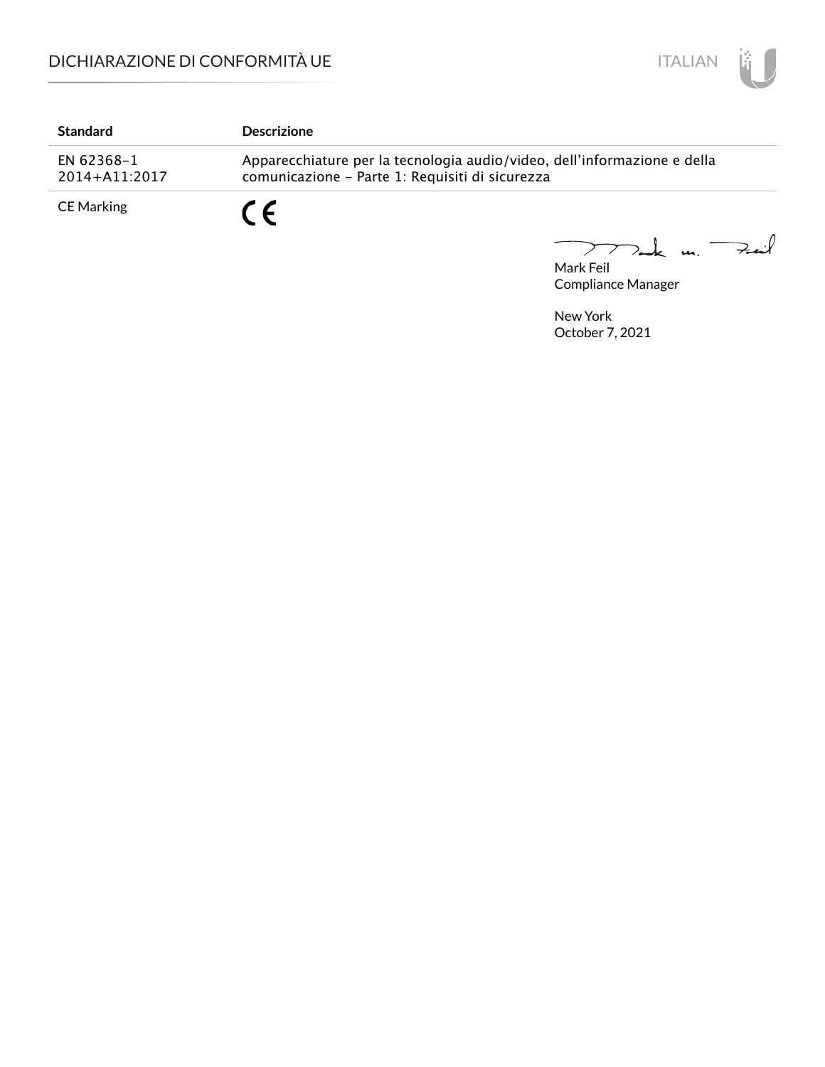| Standard | Descrizione |
| --- | --- |
| EN 62368-1 2014+A11:2017 | Apparecchiature per la tecnologia audio/video, dell'informazione e della comunicazione - Parte 1: Requisiti di sicurezza |
| CE Marking | CE |

Mark Feil
Compliance Manager

New York
October 7, 2021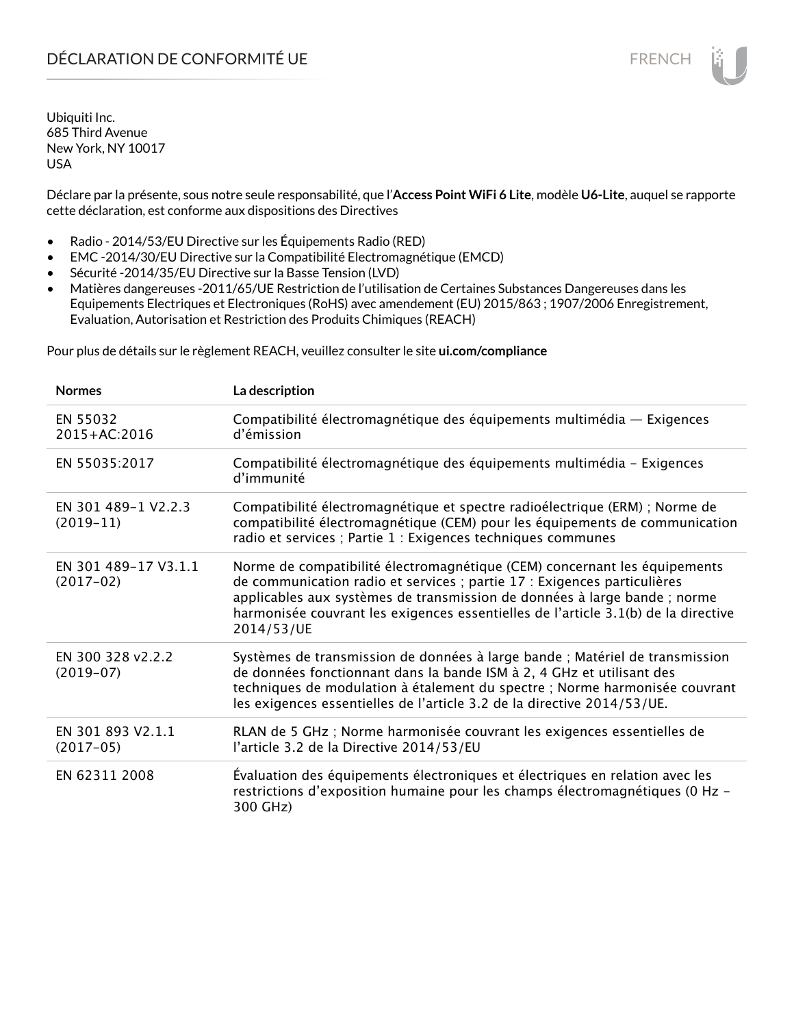# DÉCLARATION DE CONFORMITÉ UE

Ubiquiti Inc.
685 Third Avenue
New York, NY 10017
USA

Déclare par la présente, sous notre seule responsabilité, que l'**Access Point WiFi 6 Lite**, modèle **U6-Lite**, auquel se rapporte cette déclaration, est conforme aux dispositions des Directives

- Radio - 2014/53/EU Directive sur les Équipements Radio (RED)
- EMC -2014/30/EU Directive sur la Compatibilité Electromagnétique (EMCD)
- Sécurité -2014/35/EU Directive sur la Basse Tension (LVD)
- Matières dangereuses -2011/65/UE Restriction de l'utilisation de Certaines Substances Dangereuses dans les Equipements Electriques et Electroniques (RoHS) avec amendement (EU) 2015/863 ; 1907/2006 Enregistrement, Evaluation, Autorisation et Restriction des Produits Chimiques (REACH)

Pour plus de détails sur le règlement REACH, veuillez consulter le site **ui.com/compliance**

| Normes | La description |
|---|---|
| EN 55032 2015+AC:2016 | Compatibilité électromagnétique des équipements multimédia — Exigences d'émission |
| EN 55035:2017 | Compatibilité électromagnétique des équipements multimédia – Exigences d'immunité |
| EN 301 489-1 V2.2.3 (2019-11) | Compatibilité électromagnétique et spectre radioélectrique (ERM) ; Norme de compatibilité électromagnétique (CEM) pour les équipements de communication radio et services ; Partie 1 : Exigences techniques communes |
| EN 301 489-17 V3.1.1 (2017-02) | Norme de compatibilité électromagnétique (CEM) concernant les équipements de communication radio et services ; partie 17 : Exigences particulières applicables aux systèmes de transmission de données à large bande ; norme harmonisée couvrant les exigences essentielles de l'article 3.1(b) de la directive 2014/53/UE |
| EN 300 328 v2.2.2 (2019-07) | Systèmes de transmission de données à large bande ; Matériel de transmission de données fonctionnant dans la bande ISM à 2, 4 GHz et utilisant des techniques de modulation à étalement du spectre ; Norme harmonisée couvrant les exigences essentielles de l'article 3.2 de la directive 2014/53/UE. |
| EN 301 893 V2.1.1 (2017-05) | RLAN de 5 GHz ; Norme harmonisée couvrant les exigences essentielles de l'article 3.2 de la Directive 2014/53/EU |
| EN 62311 2008 | Évaluation des équipements électroniques et électriques en relation avec les restrictions d'exposition humaine pour les champs électromagnétiques (0 Hz – 300 GHz) |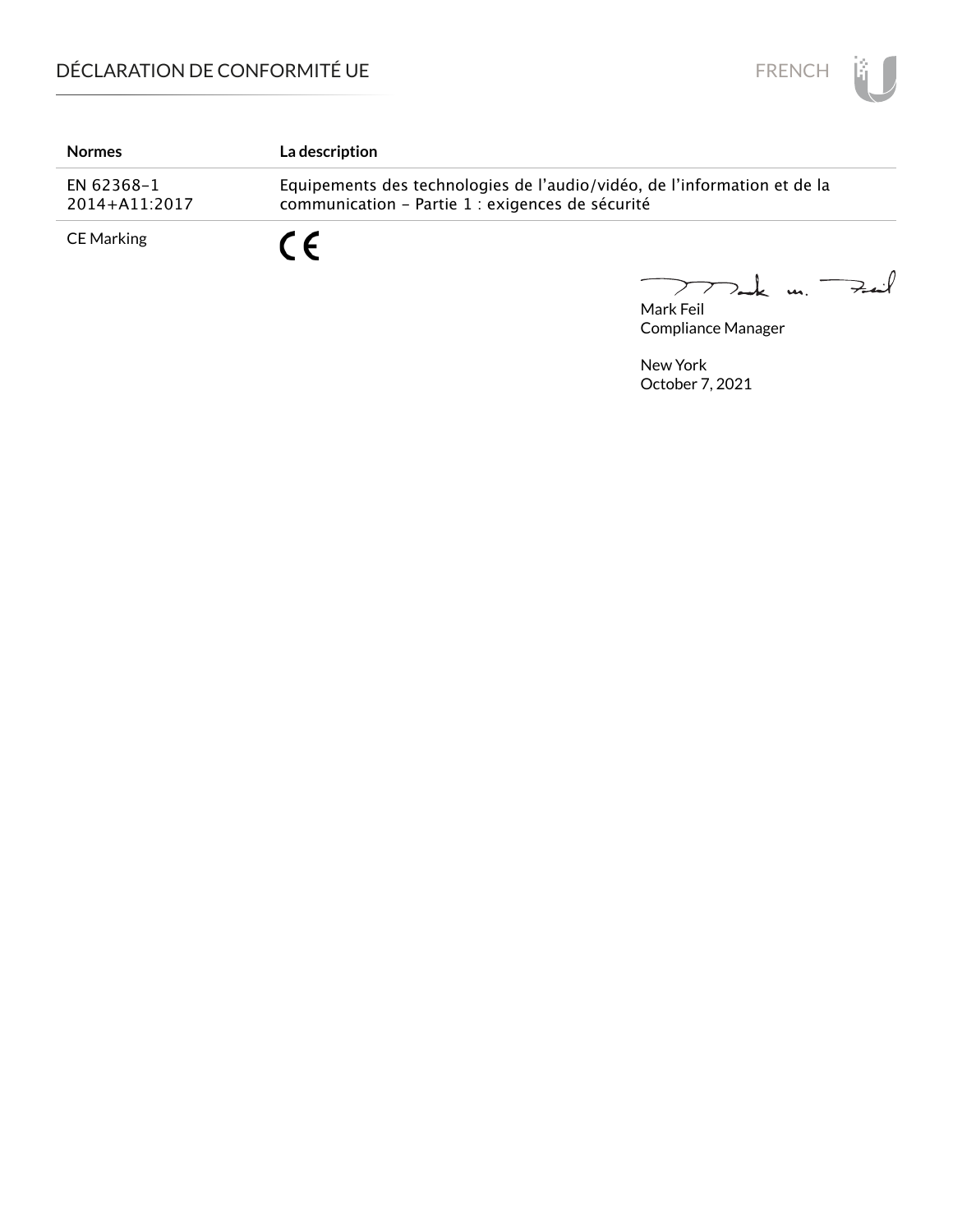| Normes | La description |
|---|---|
| EN 62368-1 2014+A11:2017 | Equipements des technologies de l’audio/vidéo, de l’information et de la communication - Partie 1 : exigences de sécurité |
| CE Marking | CE |

Mark Feil
Compliance Manager

New York
October 7, 2021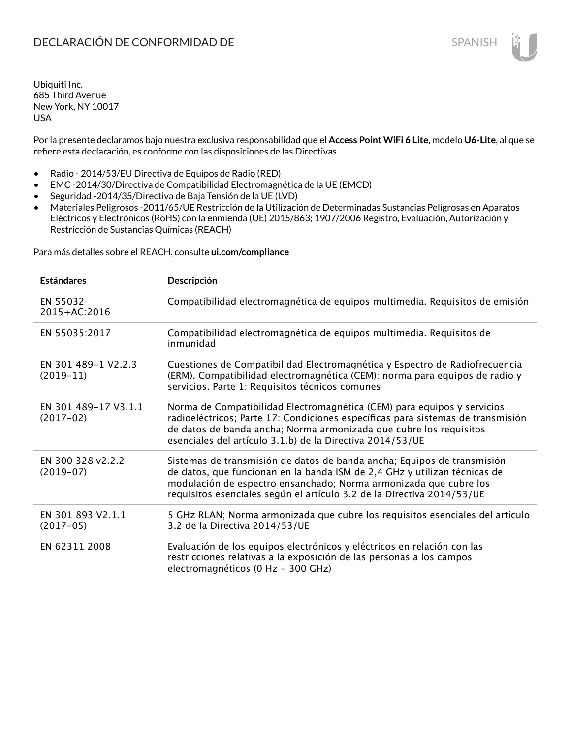# DECLARACIÓN DE CONFORMIDAD DE

Ubiquiti Inc.
685 Third Avenue
New York, NY 10017
USA

Por la presente declaramos bajo nuestra exclusiva responsabilidad que el **Access Point WiFi 6 Lite**, modelo **U6-Lite**, al que se refiere esta declaración, es conforme con las disposiciones de las Directivas

- Radio - 2014/53/EU Directiva de Equipos de Radio (RED)
- EMC -2014/30/Directiva de Compatibilidad Electromagnética de la UE (EMCD)
- Seguridad -2014/35/Directiva de Baja Tensión de la UE (LVD)
- Materiales Peligrosos -2011/65/UE Restricción de la Utilización de Determinadas Sustancias Peligrosas en Aparatos Eléctricos y Electrónicos (RoHS) con la enmienda (UE) 2015/863; 1907/2006 Registro, Evaluación, Autorización y Restricción de Sustancias Químicas (REACH)

Para más detalles sobre el REACH, consulte **ui.com/compliance**

| Estándares | Descripción |
|---|---|
| EN 55032 2015+AC:2016 | Compatibilidad electromagnética de equipos multimedia. Requisitos de emisión |
| EN 55035:2017 | Compatibilidad electromagnética de equipos multimedia. Requisitos de inmunidad |
| EN 301 489-1 V2.2.3 (2019-11) | Cuestiones de Compatibilidad Electromagnética y Espectro de Radiofrecuencia (ERM). Compatibilidad electromagnética (CEM): norma para equipos de radio y servicios. Parte 1: Requisitos técnicos comunes |
| EN 301 489-17 V3.1.1 (2017-02) | Norma de Compatibilidad Electromagnética (CEM) para equipos y servicios radioeléctricos; Parte 17: Condiciones específicas para sistemas de transmisión de datos de banda ancha; Norma armonizada que cubre los requisitos esenciales del artículo 3.1.b) de la Directiva 2014/53/UE |
| EN 300 328 v2.2.2 (2019-07) | Sistemas de transmisión de datos de banda ancha; Equipos de transmisión de datos, que funcionan en la banda ISM de 2,4 GHz y utilizan técnicas de modulación de espectro ensanchado; Norma armonizada que cubre los requisitos esenciales según el artículo 3.2 de la Directiva 2014/53/UE |
| EN 301 893 V2.1.1 (2017-05) | 5 GHz RLAN; Norma armonizada que cubre los requisitos esenciales del artículo 3.2 de la Directiva 2014/53/UE |
| EN 62311 2008 | Evaluación de los equipos electrónicos y eléctricos en relación con las restricciones relativas a la exposición de las personas a los campos electromagnéticos (0 Hz - 300 GHz) |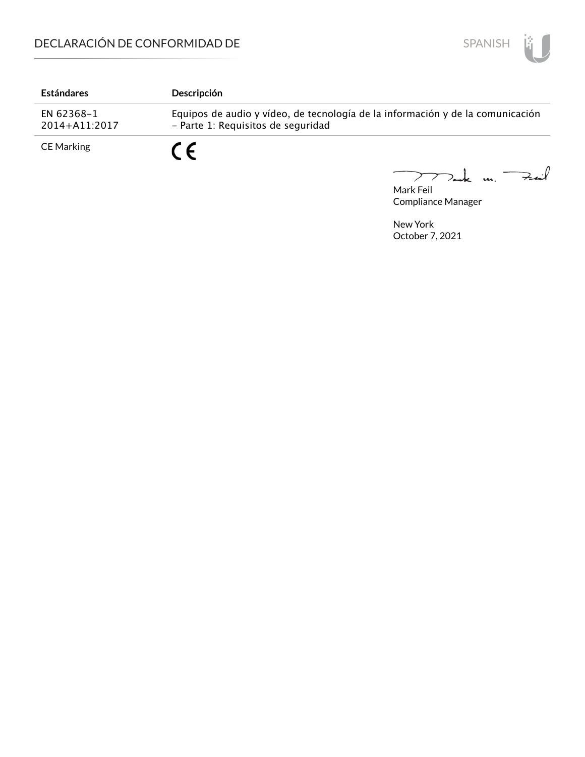# DECLARACIÓN DE CONFORMIDAD DE

| Estándares | Descripción |
| --- | --- |
| EN 62368-1 2014+A11:2017 | Equipos de audio y vídeo, de tecnología de la información y de la comunicación – Parte 1: Requisitos de seguridad |
| CE Marking | CE |

Mark Feil
Compliance Manager

New York
October 7, 2021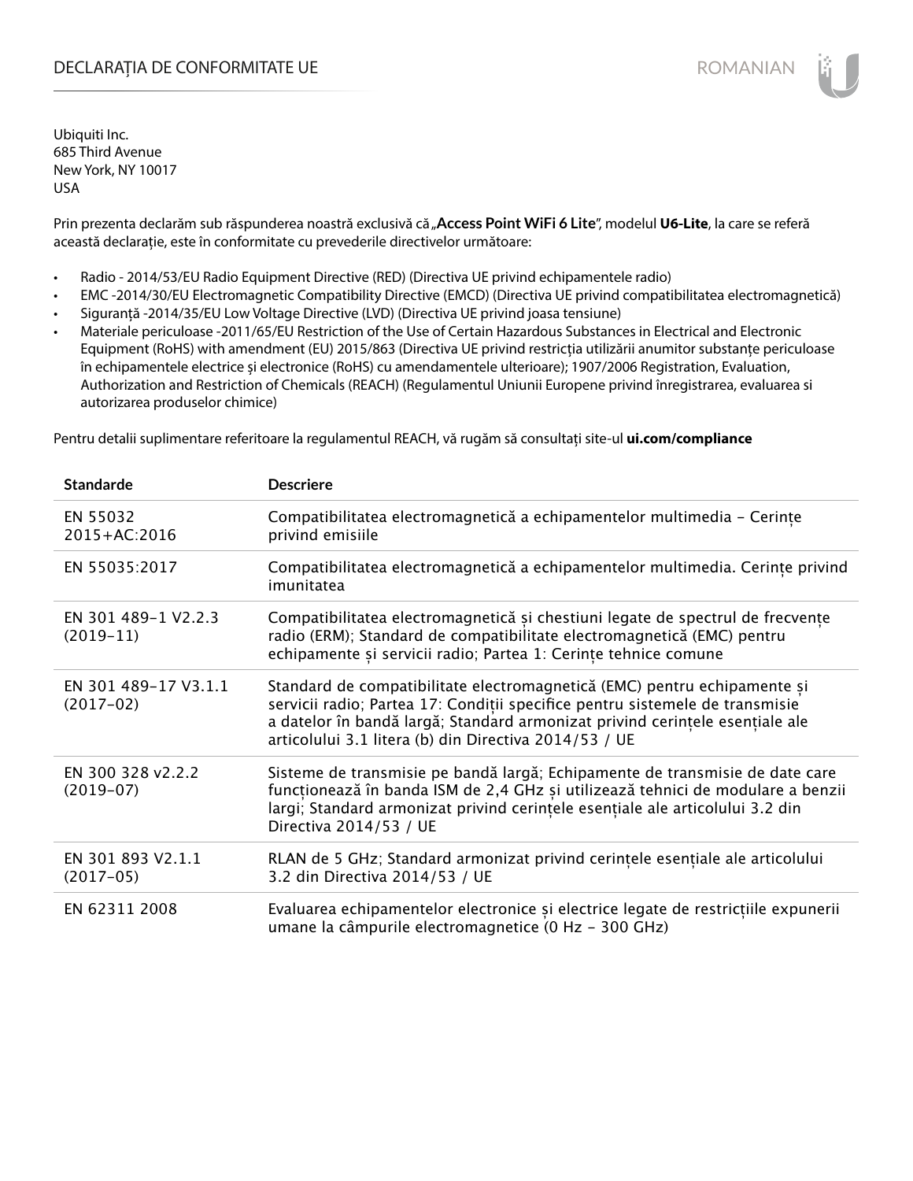# DECLARAȚIA DE CONFORMITATE UE

Ubiquiti Inc.
685 Third Avenue
New York, NY 10017
USA

Prin prezenta declarăm sub răspunderea noastră exclusivă că „**Access Point WiFi 6 Lite**", modelul **U6-Lite**, la care se referă această declarație, este în conformitate cu prevederile directivelor următoare:

- Radio - 2014/53/EU Radio Equipment Directive (RED) (Directiva UE privind echipamentele radio)
- EMC -2014/30/EU Electromagnetic Compatibility Directive (EMCD) (Directiva UE privind compatibilitatea electromagnetică)
- Siguranță -2014/35/EU Low Voltage Directive (LVD) (Directiva UE privind joasa tensiune)
- Materiale periculoase -2011/65/EU Restriction of the Use of Certain Hazardous Substances in Electrical and Electronic Equipment (RoHS) with amendment (EU) 2015/863 (Directiva UE privind restricția utilizării anumitor substanțe periculoase în echipamentele electrice și electronice (RoHS) cu amendamentele ulterioare); 1907/2006 Registration, Evaluation, Authorization and Restriction of Chemicals (REACH) (Regulamentul Uniunii Europene privind înregistrarea, evaluarea si autorizarea produselor chimice)

Pentru detalii suplimentare referitoare la regulamentul REACH, vă rugăm să consultați site-ul **ui.com/compliance**

| Standarde | Descriere |
|---|---|
| EN 55032 2015+AC:2016 | Compatibilitatea electromagnetică a echipamentelor multimedia – Cerințe privind emisiile |
| EN 55035:2017 | Compatibilitatea electromagnetică a echipamentelor multimedia. Cerințe privind imunitatea |
| EN 301 489-1 V2.2.3 (2019-11) | Compatibilitatea electromagnetică și chestiuni legate de spectrul de frecvențe radio (ERM); Standard de compatibilitate electromagnetică (EMC) pentru echipamente și servicii radio; Partea 1: Cerințe tehnice comune |
| EN 301 489-17 V3.1.1 (2017-02) | Standard de compatibilitate electromagnetică (EMC) pentru echipamente și servicii radio; Partea 17: Condiții specifice pentru sistemele de transmisie a datelor în bandă largă; Standard armonizat privind cerințele esențiale ale articolului 3.1 litera (b) din Directiva 2014/53 / UE |
| EN 300 328 v2.2.2 (2019-07) | Sisteme de transmisie pe bandă largă; Echipamente de transmisie de date care funcționează în banda ISM de 2,4 GHz și utilizează tehnici de modulare a benzii largi; Standard armonizat privind cerințele esențiale ale articolului 3.2 din Directiva 2014/53 / UE |
| EN 301 893 V2.1.1 (2017-05) | RLAN de 5 GHz; Standard armonizat privind cerințele esențiale ale articolului 3.2 din Directiva 2014/53 / UE |
| EN 62311 2008 | Evaluarea echipamentelor electronice și electrice legate de restricțiile expunerii umane la câmpurile electromagnetice (0 Hz – 300 GHz) |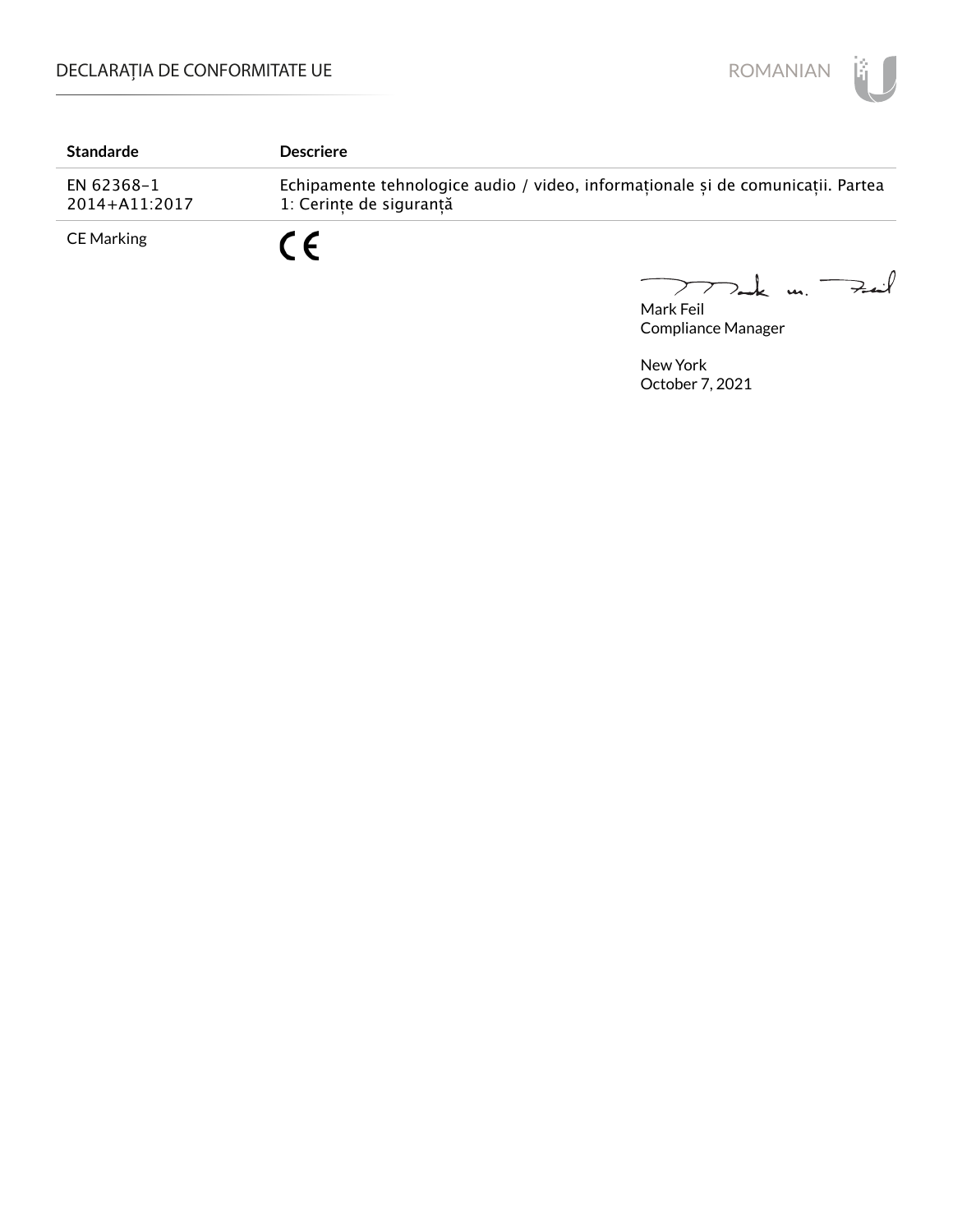| Standarde | Descriere |
| --- | --- |
| EN 62368-1 2014+A11:2017 | Echipamente tehnologice audio / video, informaționale și de comunicații. Partea 1: Cerințe de siguranță |
| CE Marking | CE |

Mark Feil
Compliance Manager

New York
October 7, 2021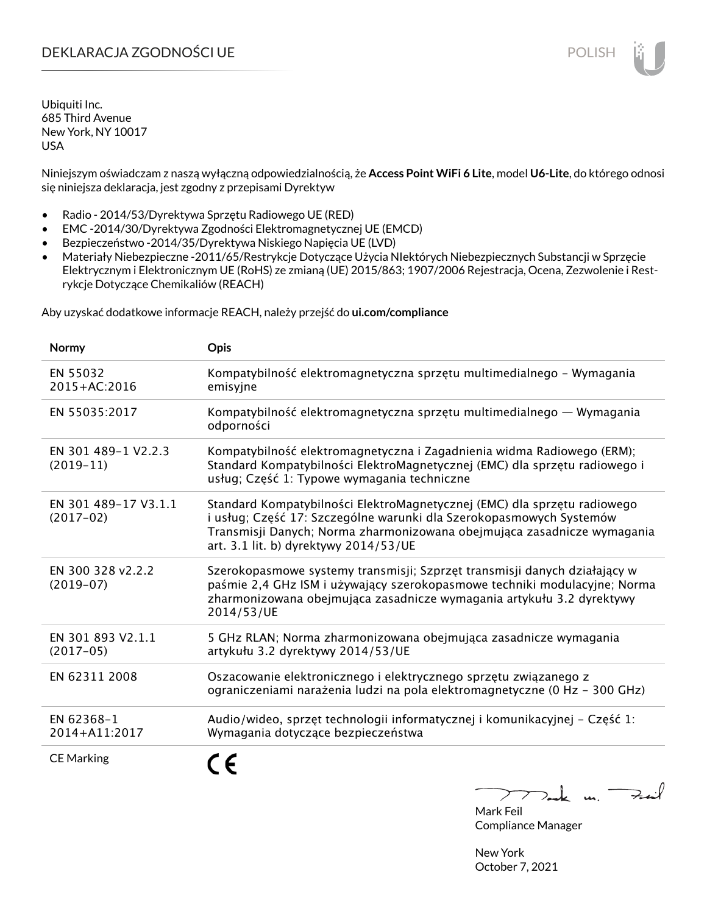# DEKLARACJA ZGODNOŚCI UE

POLISH

Ubiquiti Inc.
685 Third Avenue
New York, NY 10017
USA

Niniejszym oświadczam z naszą wyłączną odpowiedzialnością, że **Access Point WiFi 6 Lite**, model **U6-Lite**, do którego odnosi się niniejsza deklaracja, jest zgodny z przepisami Dyrektyw

- Radio - 2014/53/Dyrektywa Sprzętu Radiowego UE (RED)
- EMC -2014/30/Dyrektywa Zgodności Elektromagnetycznej UE (EMCD)
- Bezpieczeństwo -2014/35/Dyrektywa Niskiego Napięcia UE (LVD)
- Materiały Niebezpieczne -2011/65/Restrykcje Dotyczące Użycia NIektórych Niebezpiecznych Substancji w Sprzęcie Elektrycznym i Elektronicznym UE (RoHS) ze zmianą (UE) 2015/863; 1907/2006 Rejestracja, Ocena, Zezwolenie i Restrykcje Dotyczące Chemikaliów (REACH)

Aby uzyskać dodatkowe informacje REACH, należy przejść do **ui.com/compliance**

| Normy | Opis |
|---|---|
| EN 55032 2015+AC:2016 | Kompatybilność elektromagnetyczna sprzętu multimedialnego – Wymagania emisyjne |
| EN 55035:2017 | Kompatybilność elektromagnetyczna sprzętu multimedialnego — Wymagania odporności |
| EN 301 489-1 V2.2.3 (2019-11) | Kompatybilność elektromagnetyczna i Zagadnienia widma Radiowego (ERM); Standard Kompatybilności ElektroMagnetycznej (EMC) dla sprzętu radiowego i usług; Część 1: Typowe wymagania techniczne |
| EN 301 489-17 V3.1.1 (2017-02) | Standard Kompatybilności ElektroMagnetycznej (EMC) dla sprzętu radiowego i usług; Część 17: Szczególne warunki dla Szerokopasmowych Systemów Transmisji Danych; Norma zharmonizowana obejmująca zasadnicze wymagania art. 3.1 lit. b) dyrektywy 2014/53/UE |
| EN 300 328 v2.2.2 (2019-07) | Szerokopasmowe systemy transmisji; Szprzęt transmisji danych działający w paśmie 2,4 GHz ISM i używający szerokopasmowe techniki modulacyjne; Norma zharmonizowana obejmująca zasadnicze wymagania artykułu 3.2 dyrektywy 2014/53/UE |
| EN 301 893 V2.1.1 (2017-05) | 5 GHz RLAN; Norma zharmonizowana obejmująca zasadnicze wymagania artykułu 3.2 dyrektywy 2014/53/UE |
| EN 62311 2008 | Oszacowanie elektronicznego i elektrycznego sprzętu związanego z ograniczeniami narażenia ludzi na pola elektromagnetyczne (0 Hz – 300 GHz) |
| EN 62368-1 2014+A11:2017 | Audio/wideo, sprzęt technologii informatycznej i komunikacyjnej – Część 1: Wymagania dotyczące bezpieczeństwa |
| CE Marking | CE |

Mark Feil
Compliance Manager

New York
October 7, 2021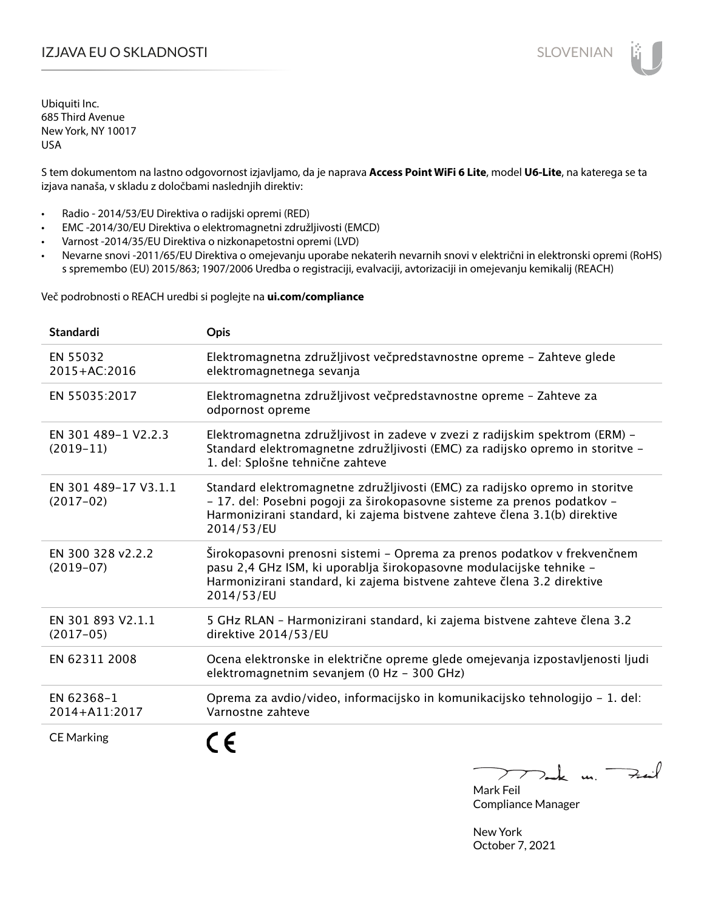# IZJAVA EU O SKLADNOSTI

Ubiquiti Inc.
685 Third Avenue
New York, NY 10017
USA

S tem dokumentom na lastno odgovornost izjavljamo, da je naprava **Access Point WiFi 6 Lite**, model **U6-Lite**, na katerega se ta izjava nanaša, v skladu z določbami naslednjih direktiv:

- Radio - 2014/53/EU Direktiva o radijski opremi (RED)
- EMC -2014/30/EU Direktiva o elektromagnetni združljivosti (EMCD)
- Varnost -2014/35/EU Direktiva o nizkonapetostni opremi (LVD)
- Nevarne snovi -2011/65/EU Direktiva o omejevanju uporabe nekaterih nevarnih snovi v električni in elektronski opremi (RoHS) s spremembo (EU) 2015/863; 1907/2006 Uredba o registraciji, evalvaciji, avtorizaciji in omejevanju kemikalij (REACH)

Več podrobnosti o REACH uredbi si poglejte na **ui.com/compliance**

| Standardi | Opis |
|---|---|
| EN 55032 2015+AC:2016 | Elektromagnetna združljivost večpredstavnostne opreme – Zahteve glede elektromagnetnega sevanja |
| EN 55035:2017 | Elektromagnetna združljivost večpredstavnostne opreme – Zahteve za odpornost opreme |
| EN 301 489-1 V2.2.3 (2019-11) | Elektromagnetna združljivost in zadeve v zvezi z radijskim spektrom (ERM) – Standard elektromagnetne združljivosti (EMC) za radijsko opremo in storitve – 1. del: Splošne tehnične zahteve |
| EN 301 489-17 V3.1.1 (2017-02) | Standard elektromagnetne združljivosti (EMC) za radijsko opremo in storitve – 17. del: Posebni pogoji za širokopasovne sisteme za prenos podatkov – Harmonizirani standard, ki zajema bistvene zahteve člena 3.1(b) direktive 2014/53/EU |
| EN 300 328 v2.2.2 (2019-07) | Širokopasovni prenosni sistemi – Oprema za prenos podatkov v frekvenčnem pasu 2,4 GHz ISM, ki uporablja širokopasovne modulacijske tehnike – Harmonizirani standard, ki zajema bistvene zahteve člena 3.2 direktive 2014/53/EU |
| EN 301 893 V2.1.1 (2017-05) | 5 GHz RLAN – Harmonizirani standard, ki zajema bistvene zahteve člena 3.2 direktive 2014/53/EU |
| EN 62311 2008 | Ocena elektronske in električne opreme glede omejevanja izpostavljenosti ljudi elektromagnetnim sevanjem (0 Hz – 300 GHz) |
| EN 62368-1 2014+A11:2017 | Oprema za avdio/video, informacijsko in komunikacijsko tehnologijo – 1. del: Varnostne zahteve |
| CE Marking | CE |

Mark Feil
Compliance Manager

New York
October 7, 2021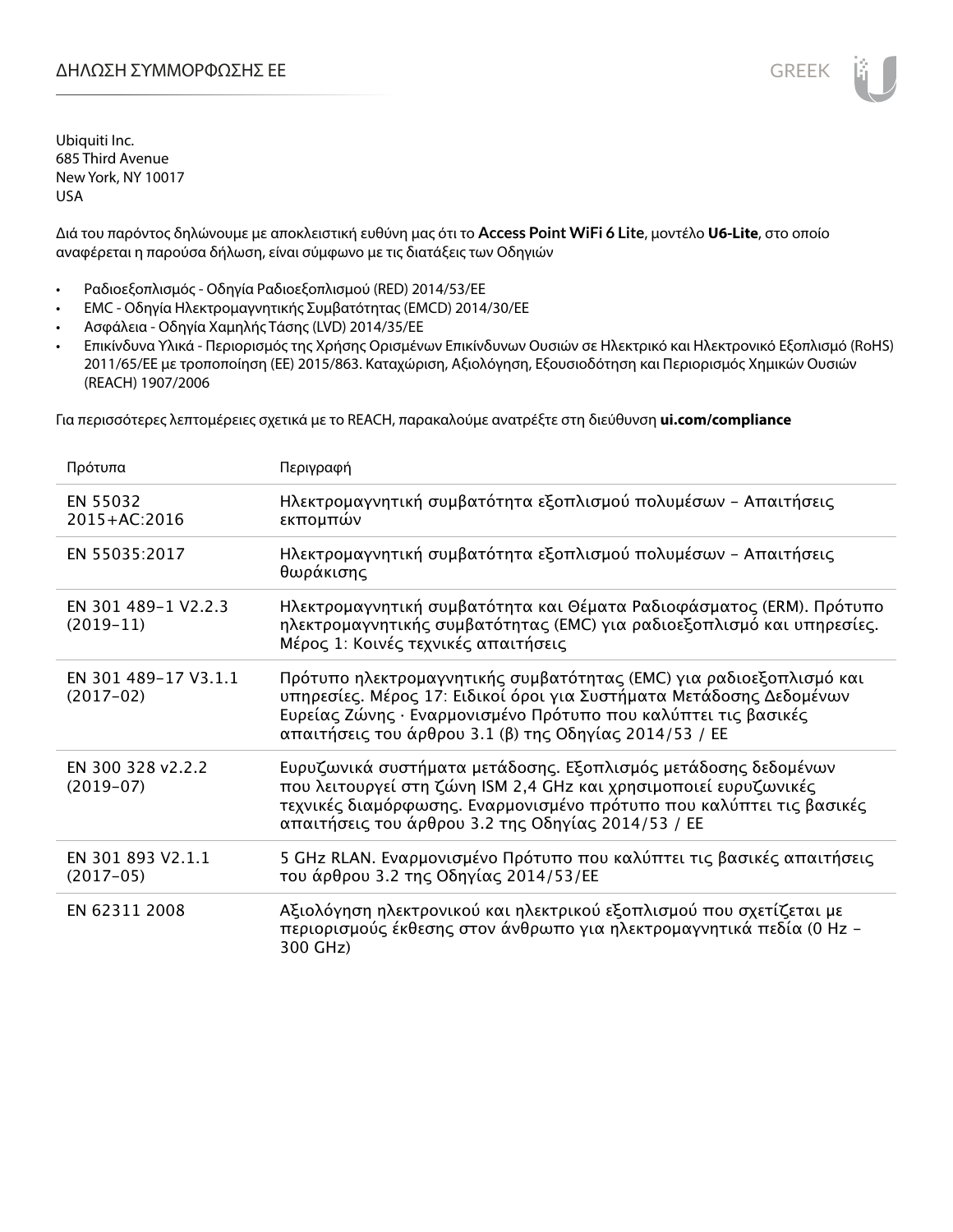# ΔΗΛΩΣΗ ΣΥΜΜΟΡΦΩΣΗΣ ΕΕ

Ubiquiti Inc.
685 Third Avenue
New York, NY 10017
USA

Διά του παρόντος δηλώνουμε με αποκλειστική ευθύνη μας ότι το **Access Point WiFi 6 Lite**, μοντέλο **U6-Lite**, στο οποίο αναφέρεται η παρούσα δήλωση, είναι σύμφωνο με τις διατάξεις των Οδηγιών

- Ραδιοεξοπλισμός - Οδηγία Ραδιοεξοπλισμού (RED) 2014/53/ΕΕ
- EMC - Οδηγία Ηλεκτρομαγνητικής Συμβατότητας (EMCD) 2014/30/ΕΕ
- Ασφάλεια - Οδηγία Χαμηλής Τάσης (LVD) 2014/35/ΕΕ
- Επικίνδυνα Υλικά - Περιορισμός της Χρήσης Ορισμένων Επικίνδυνων Ουσιών σε Ηλεκτρικό και Ηλεκτρονικό Εξοπλισμό (RoHS) 2011/65/ΕΕ με τροποποίηση (ΕΕ) 2015/863. Καταχώριση, Αξιολόγηση, Εξουσιοδότηση και Περιορισμός Χημικών Ουσιών (REACH) 1907/2006

Για περισσότερες λεπτομέρειες σχετικά με το REACH, παρακαλούμε ανατρέξτε στη διεύθυνση **ui.com/compliance**

| Πρότυπα | Περιγραφή |
|---|---|
| EN 55032 2015+AC:2016 | Ηλεκτρομαγνητική συμβατότητα εξοπλισμού πολυμέσων – Απαιτήσεις εκπομπών |
| EN 55035:2017 | Ηλεκτρομαγνητική συμβατότητα εξοπλισμού πολυμέσων – Απαιτήσεις θωράκισης |
| EN 301 489-1 V2.2.3 (2019-11) | Ηλεκτρομαγνητική συμβατότητα και Θέματα Ραδιοφάσματος (ERM). Πρότυπο ηλεκτρομαγνητικής συμβατότητας (EMC) για ραδιοεξοπλισμό και υπηρεσίες. Μέρος 1: Κοινές τεχνικές απαιτήσεις |
| EN 301 489-17 V3.1.1 (2017-02) | Πρότυπο ηλεκτρομαγνητικής συμβατότητας (EMC) για ραδιοεξοπλισμό και υπηρεσίες. Μέρος 17: Ειδικοί όροι για Συστήματα Μετάδοσης Δεδομένων Ευρείας Ζώνης · Εναρμονισμένο Πρότυπο που καλύπτει τις βασικές απαιτήσεις του άρθρου 3.1 (β) της Οδηγίας 2014/53 / ΕΕ |
| EN 300 328 v2.2.2 (2019-07) | Ευρυζωνικά συστήματα μετάδοσης. Εξοπλισμός μετάδοσης δεδομένων που λειτουργεί στη ζώνη ISM 2,4 GHz και χρησιμοποιεί ευρυζωνικές τεχνικές διαμόρφωσης. Εναρμονισμένο πρότυπο που καλύπτει τις βασικές απαιτήσεις του άρθρου 3.2 της Οδηγίας 2014/53 / ΕΕ |
| EN 301 893 V2.1.1 (2017-05) | 5 GHz RLAN. Εναρμονισμένο Πρότυπο που καλύπτει τις βασικές απαιτήσεις του άρθρου 3.2 της Οδηγίας 2014/53/ΕΕ |
| EN 62311 2008 | Αξιολόγηση ηλεκτρονικού και ηλεκτρικού εξοπλισμού που σχετίζεται με περιορισμούς έκθεσης στον άνθρωπο για ηλεκτρομαγνητικά πεδία (0 Hz – 300 GHz) |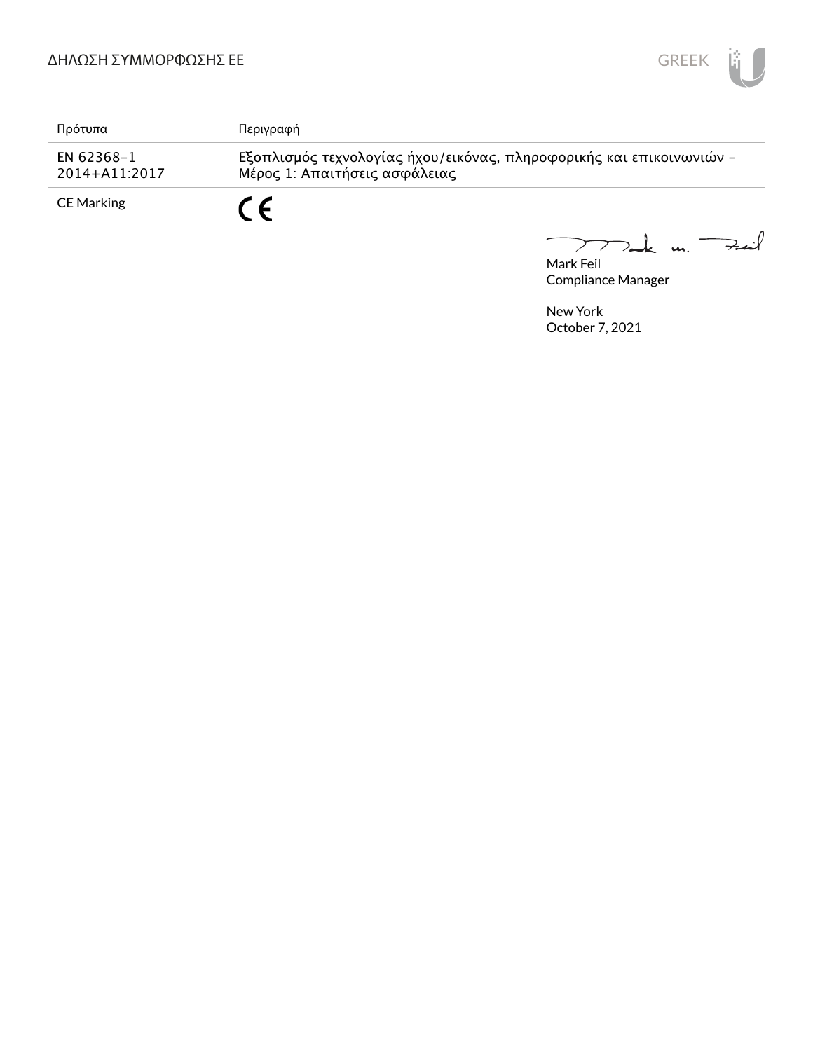| Πρότυπα | Περιγραφή |
| --- | --- |
| EN 62368-1 2014+A11:2017 | Εξοπλισμός τεχνολογίας ήχου/εικόνας, πληροφορικής και επικοινωνιών - Μέρος 1: Απαιτήσεις ασφάλειας |
| CE Marking | CE |

Mark Feil
Compliance Manager

New York
October 7, 2021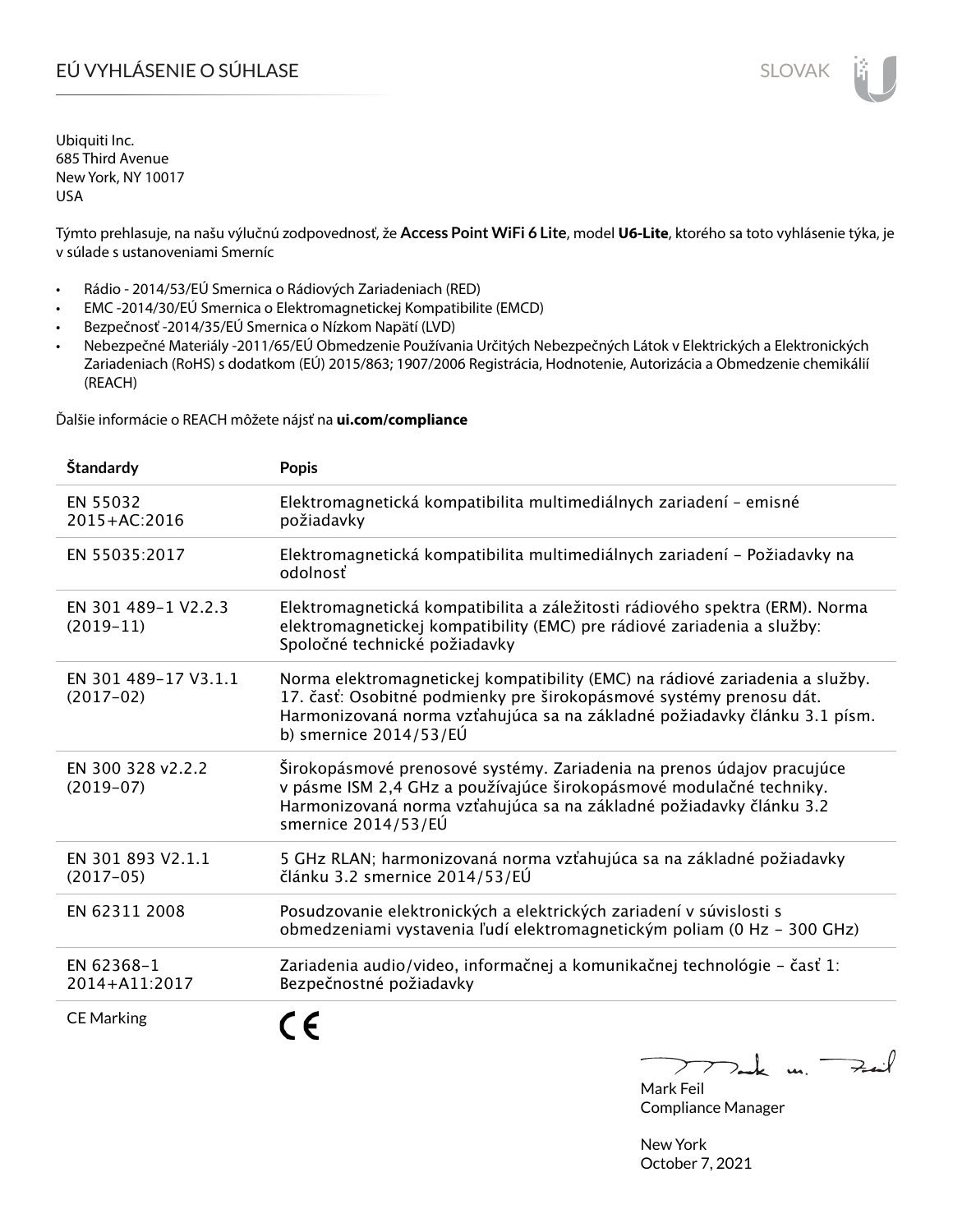# EÚ VYHLÁSENIE O SÚHLASE

Ubiquiti Inc.
685 Third Avenue
New York, NY 10017
USA

Týmto prehlasuje, na našu výlučnú zodpovednosť, že **Access Point WiFi 6 Lite**, model **U6-Lite**, ktorého sa toto vyhlásenie týka, je v súlade s ustanoveniami Smerníc

- Rádio - 2014/53/EÚ Smernica o Rádiových Zariadeniach (RED)
- EMC -2014/30/EÚ Smernica o Elektromagnetickej Kompatibilite (EMCD)
- Bezpečnosť -2014/35/EÚ Smernica o Nízkom Napätí (LVD)
- Nebezpečné Materiály -2011/65/EÚ Obmedzenie Používania Určitých Nebezpečných Látok v Elektrických a Elektronických Zariadeniach (RoHS) s dodatkom (EÚ) 2015/863; 1907/2006 Registrácia, Hodnotenie, Autorizácia a Obmedzenie chemikálií (REACH)

Ďalšie informácie o REACH môžete nájsť na **ui.com/compliance**

| Štandardy | Popis |
|---|---|
| EN 55032 2015+AC:2016 | Elektromagnetická kompatibilita multimediálnych zariadení – emisné požiadavky |
| EN 55035:2017 | Elektromagnetická kompatibilita multimediálnych zariadení – Požiadavky na odolnosť |
| EN 301 489-1 V2.2.3 (2019-11) | Elektromagnetická kompatibilita a záležitosti rádiového spektra (ERM). Norma elektromagnetickej kompatibility (EMC) pre rádiové zariadenia a služby: Spoločné technické požiadavky |
| EN 301 489-17 V3.1.1 (2017-02) | Norma elektromagnetickej kompatibility (EMC) na rádiové zariadenia a služby. 17. časť: Osobitné podmienky pre širokopásmové systémy prenosu dát. Harmonizovaná norma vzťahujúca sa na základné požiadavky článku 3.1 písm. b) smernice 2014/53/EÚ |
| EN 300 328 v2.2.2 (2019-07) | Širokopásmové prenosové systémy. Zariadenia na prenos údajov pracujúce v pásme ISM 2,4 GHz a používajúce širokopásmové modulačné techniky. Harmonizovaná norma vzťahujúca sa na základné požiadavky článku 3.2 smernice 2014/53/EÚ |
| EN 301 893 V2.1.1 (2017-05) | 5 GHz RLAN; harmonizovaná norma vzťahujúca sa na základné požiadavky článku 3.2 smernice 2014/53/EÚ |
| EN 62311 2008 | Posudzovanie elektronických a elektrických zariadení v súvislosti s obmedzeniami vystavenia ľudí elektromagnetickým poliam (0 Hz – 300 GHz) |
| EN 62368-1 2014+A11:2017 | Zariadenia audio/video, informačnej a komunikačnej technológie – časť 1: Bezpečnostné požiadavky |
| CE Marking | CE |

Mark Feil
Compliance Manager

New York
October 7, 2021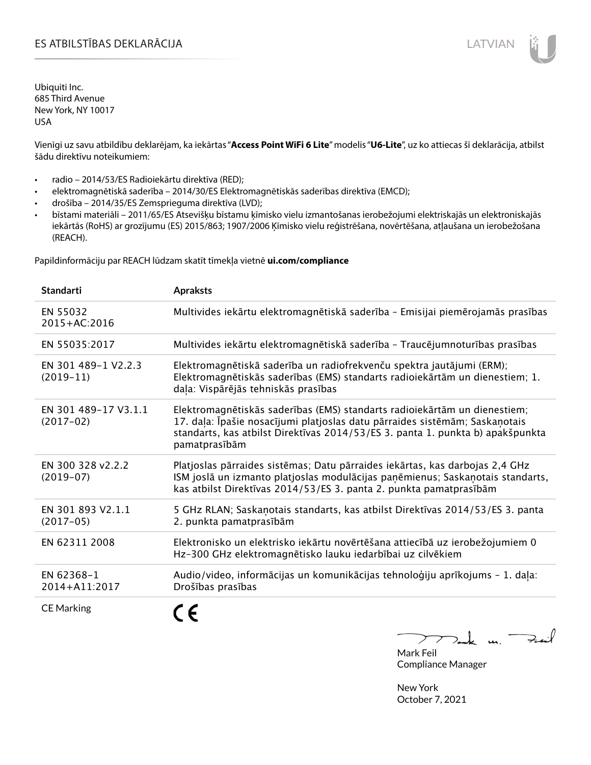# ES ATBILSTĪBAS DEKLARĀCIJA

LATVIAN

Ubiquiti Inc.
685 Third Avenue
New York, NY 10017
USA

Vienīgi uz savu atbildību deklarējam, ka iekārtas "**Access Point WiFi 6 Lite**" modelis "**U6-Lite**", uz ko attiecas šī deklarācija, atbilst šādu direktīvu noteikumiem:

- radio – 2014/53/ES Radioiekārtu direktīva (RED);
- elektromagnētiskā saderība – 2014/30/ES Elektromagnētiskās saderības direktīva (EMCD);
- drošība – 2014/35/ES Zemsprieguma direktīva (LVD);
- bīstami materiāli – 2011/65/ES Atsevišķu bīstamu ķīmisko vielu izmantošanas ierobežojumi elektriskajās un elektroniskajās iekārtās (RoHS) ar grozījumu (ES) 2015/863; 1907/2006 Ķīmisko vielu reģistrēšana, novērtēšana, atļaušana un ierobežošana (REACH).

Papildinformāciju par REACH lūdzam skatīt tīmekļa vietnē **ui.com/compliance**

| Standarti | Apraksts |
|---|---|
| EN 55032 2015+AC:2016 | Multivides iekārtu elektromagnētiskā saderība – Emisijai piemērojamās prasības |
| EN 55035:2017 | Multivides iekārtu elektromagnētiskā saderība – Traucējumnoturības prasības |
| EN 301 489-1 V2.2.3 (2019-11) | Elektromagnētiskā saderība un radiofrekvenču spektra jautājumi (ERM); Elektromagnētiskās saderības (EMS) standarts radioiekārtām un dienestiem; 1. daļa: Vispārējās tehniskās prasības |
| EN 301 489-17 V3.1.1 (2017-02) | Elektromagnētiskās saderības (EMS) standarts radioiekārtām un dienestiem; 17. daļa: Īpašie nosacījumi platjoslas datu pārraides sistēmām; Saskaņotais standarts, kas atbilst Direktīvas 2014/53/ES 3. panta 1. punkta b) apakšpunkta pamatprasībām |
| EN 300 328 v2.2.2 (2019-07) | Platjoslas pārraides sistēmas; Datu pārraides iekārtas, kas darbojas 2,4 GHz ISM joslā un izmanto platjoslas modulācijas paņēmienus; Saskaņotais standarts, kas atbilst Direktīvas 2014/53/ES 3. panta 2. punkta pamatprasībām |
| EN 301 893 V2.1.1 (2017-05) | 5 GHz RLAN; Saskaņotais standarts, kas atbilst Direktīvas 2014/53/ES 3. panta 2. punkta pamatprasībām |
| EN 62311 2008 | Elektronisko un elektrisko iekārtu novērtēšana attiecībā uz ierobežojumiem 0 Hz-300 GHz elektromagnētisko lauku iedarbībai uz cilvēkiem |
| EN 62368-1 2014+A11:2017 | Audio/video, informācijas un komunikācijas tehnoloģiju aprīkojums – 1. daļa: Drošības prasības |
| CE Marking | CE |

Mark Feil
Compliance Manager

New York
October 7, 2021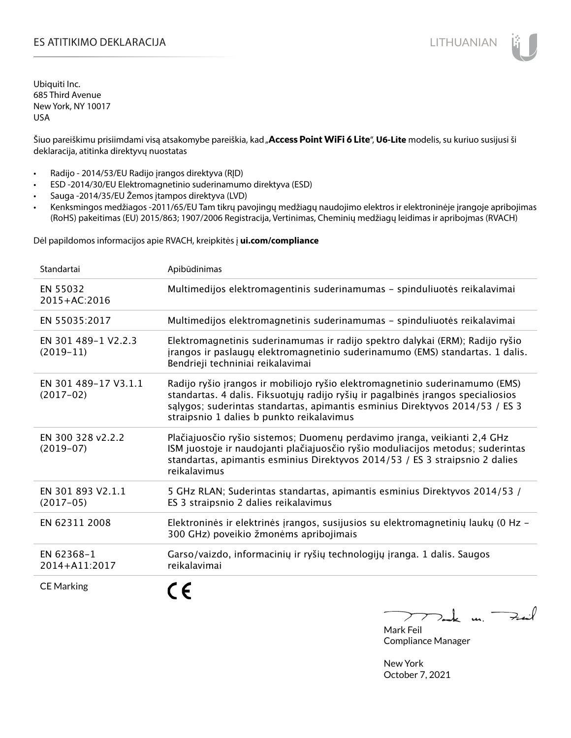# ES ATITIKIMO DEKLARACIJA

Ubiquiti Inc.
685 Third Avenue
New York, NY 10017
USA

Šiuo pareiškimu prisiimdami visą atsakomybe pareiškia, kad „**Access Point WiFi 6 Lite**", **U6-Lite** modelis, su kuriuo susijusi ši deklaracija, atitinka direktyvų nuostatas

- Radijo - 2014/53/EU Radijo įrangos direktyva (RĮD)
- ESD -2014/30/EU Elektromagnetinio suderinamumo direktyva (ESD)
- Sauga -2014/35/EU Žemos įtampos direktyva (LVD)
- Kenksmingos medžiagos -2011/65/EU Tam tikrų pavojingų medžiagų naudojimo elektros ir elektroninėje įrangoje apribojimas (RoHS) pakeitimas (EU) 2015/863; 1907/2006 Registracija, Vertinimas, Cheminių medžiagų leidimas ir apribojmas (RVACH)

Dėl papildomos informacijos apie RVACH, kreipkitės į **ui.com/compliance**

| Standartai | Apibūdinimas |
|---|---|
| EN 55032 2015+AC:2016 | Multimedijos elektromagentinis suderinamumas – spinduliuotės reikalavimai |
| EN 55035:2017 | Multimedijos elektromagnetinis suderinamumas – spinduliuotės reikalavimai |
| EN 301 489-1 V2.2.3 (2019-11) | Elektromagnetinis suderinamumas ir radijo spektro dalykai (ERM); Radijo ryšio įrangos ir paslaugų elektromagnetinio suderinamumo (EMS) standartas. 1 dalis. Bendrieji techniniai reikalavimai |
| EN 301 489-17 V3.1.1 (2017-02) | Radijo ryšio įrangos ir mobiliojo ryšio elektromagnetinio suderinamumo (EMS) standartas. 4 dalis. Fiksuotųjų radijo ryšių ir pagalbinės įrangos specialiosios sąlygos; suderintas standartas, apimantis esminius Direktyvos 2014/53 / ES 3 straipsnio 1 dalies b punkto reikalavimus |
| EN 300 328 v2.2.2 (2019-07) | Plačiajuosčio ryšio sistemos; Duomenų perdavimo įranga, veikianti 2,4 GHz ISM juostoje ir naudojanti plačiajuosčio ryšio moduliacijos metodus; suderintas standartas, apimantis esminius Direktyvos 2014/53 / ES 3 straipsnio 2 dalies reikalavimus |
| EN 301 893 V2.1.1 (2017-05) | 5 GHz RLAN; Suderintas standartas, apimantis esminius Direktyvos 2014/53 / ES 3 straipsnio 2 dalies reikalavimus |
| EN 62311 2008 | Elektroninės ir elektrinės įrangos, susijusios su elektromagnetinių laukų (0 Hz – 300 GHz) poveikio žmonėms apribojimais |
| EN 62368-1 2014+A11:2017 | Garso/vaizdo, informacinių ir ryšių technologijų įranga. 1 dalis. Saugos reikalavimai |
| CE Marking | CE |

Mark Feil
Compliance Manager

New York
October 7, 2021